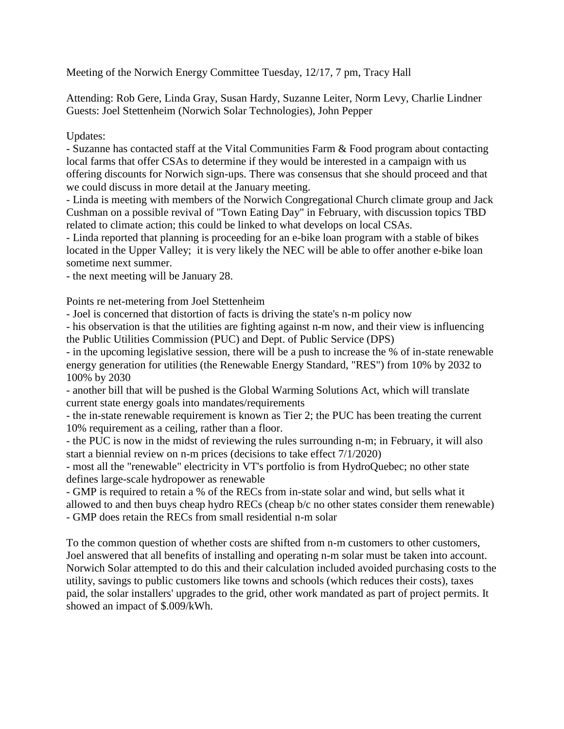Meeting of the Norwich Energy Committee Tuesday, 12/17, 7 pm, Tracy Hall

Attending: Rob Gere, Linda Gray, Susan Hardy, Suzanne Leiter, Norm Levy, Charlie Lindner
Guests: Joel Stettenheim (Norwich Solar Technologies), John Pepper

Updates:

- Suzanne has contacted staff at the Vital Communities Farm & Food program about contacting local farms that offer CSAs to determine if they would be interested in a campaign with us offering discounts for Norwich sign-ups. There was consensus that she should proceed and that we could discuss in more detail at the January meeting.
- Linda is meeting with members of the Norwich Congregational Church climate group and Jack Cushman on a possible revival of "Town Eating Day" in February, with discussion topics TBD related to climate action; this could be linked to what develops on local CSAs.
- Linda reported that planning is proceeding for an e-bike loan program with a stable of bikes located in the Upper Valley; it is very likely the NEC will be able to offer another e-bike loan sometime next summer.
- the next meeting will be January 28.

Points re net-metering from Joel Stettenheim

- Joel is concerned that distortion of facts is driving the state's n-m policy now
- his observation is that the utilities are fighting against n-m now, and their view is influencing the Public Utilities Commission (PUC) and Dept. of Public Service (DPS)
- in the upcoming legislative session, there will be a push to increase the % of in-state renewable energy generation for utilities (the Renewable Energy Standard, "RES") from 10% by 2032 to 100% by 2030
- another bill that will be pushed is the Global Warming Solutions Act, which will translate current state energy goals into mandates/requirements
- the in-state renewable requirement is known as Tier 2; the PUC has been treating the current 10% requirement as a ceiling, rather than a floor.
- the PUC is now in the midst of reviewing the rules surrounding n-m; in February, it will also start a biennial review on n-m prices (decisions to take effect 7/1/2020)
- most all the "renewable" electricity in VT's portfolio is from HydroQuebec; no other state defines large-scale hydropower as renewable
- GMP is required to retain a % of the RECs from in-state solar and wind, but sells what it allowed to and then buys cheap hydro RECs (cheap b/c no other states consider them renewable)
- GMP does retain the RECs from small residential n-m solar

To the common question of whether costs are shifted from n-m customers to other customers, Joel answered that all benefits of installing and operating n-m solar must be taken into account. Norwich Solar attempted to do this and their calculation included avoided purchasing costs to the utility, savings to public customers like towns and schools (which reduces their costs), taxes paid, the solar installers' upgrades to the grid, other work mandated as part of project permits. It showed an impact of $.009/kWh.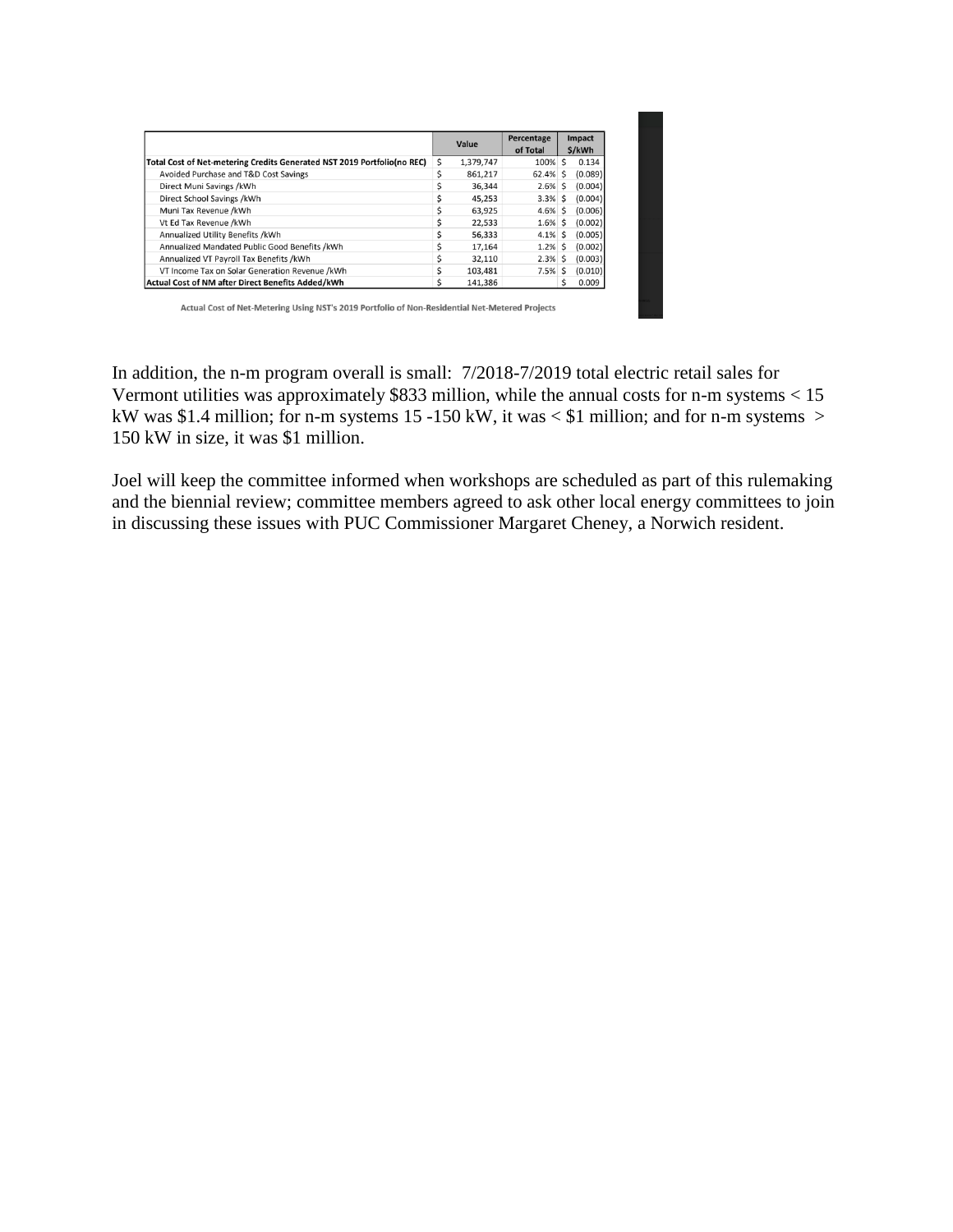| | Value | Percentage of Total | Impact $/kWh |
|---|---|---|---|
| **Total Cost of Net-metering Credits Generated NST 2019 Portfolio(no REC)** | $ 1,379,747 | 100% | $ 0.134 |
| Avoided Purchase and T&D Cost Savings | $ 861,217 | 62.4% | $ (0.089) |
| Direct Muni Savings /kWh | $ 36,344 | 2.6% | $ (0.004) |
| Direct School Savings /kWh | $ 45,253 | 3.3% | $ (0.004) |
| Muni Tax Revenue /kWh | $ 63,925 | 4.6% | $ (0.006) |
| Vt Ed Tax Revenue /kWh | $ 22,533 | 1.6% | $ (0.002) |
| Annualized Utility Benefits /kWh | $ 56,333 | 4.1% | $ (0.005) |
| Annualized Mandated Public Good Benefits /kWh | $ 17,164 | 1.2% | $ (0.002) |
| Annualized VT Payroll Tax Benefits /kWh | $ 32,110 | 2.3% | $ (0.003) |
| VT Income Tax on Solar Generation Revenue /kWh | $ 103,481 | 7.5% | $ (0.010) |
| **Actual Cost of NM after Direct Benefits Added/kWh** | $ 141,386 | | $ 0.009 |

Actual Cost of Net-Metering Using NST's 2019 Portfolio of Non-Residential Net-Metered Projects

In addition, the n-m program overall is small: 7/2018-7/2019 total electric retail sales for Vermont utilities was approximately $833 million, while the annual costs for n-m systems < 15 kW was $1.4 million; for n-m systems 15 -150 kW, it was < $1 million; and for n-m systems > 150 kW in size, it was $1 million.

Joel will keep the committee informed when workshops are scheduled as part of this rulemaking and the biennial review; committee members agreed to ask other local energy committees to join in discussing these issues with PUC Commissioner Margaret Cheney, a Norwich resident.